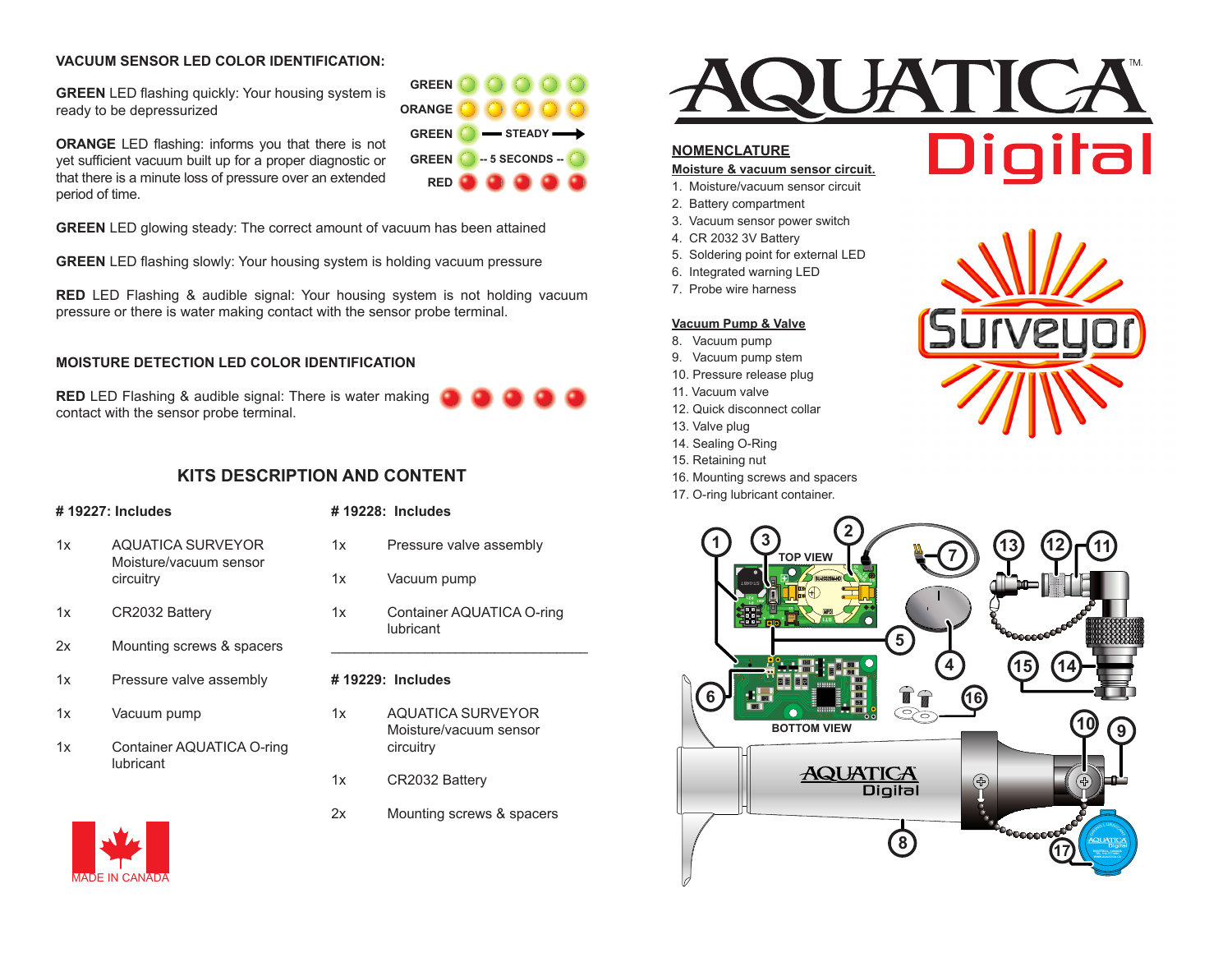## VACUUM SENSOR LED COLOR IDENTIFICATION:

**GREEN** LED flashing quickly: Your housing system is ready to be depressurized

**ORANGE** LED flashing: informs you that there is not yet sufficient vacuum built up for a proper diagnostic or that there is a minute loss of pressure over an extended period of time.

GREEN
ORANGE
GREEN — STEADY →
GREEN -- 5 SECONDS --
RED

**GREEN** LED glowing steady: The correct amount of vacuum has been attained

**GREEN** LED flashing slowly: Your housing system is holding vacuum pressure

**RED** LED Flashing & audible signal: Your housing system is not holding vacuum pressure or there is water making contact with the sensor probe terminal.

## MOISTURE DETECTION LED COLOR IDENTIFICATION

**RED** LED Flashing & audible signal: There is water making contact with the sensor probe terminal.

## KITS DESCRIPTION AND CONTENT

**# 19227: Includes**

| | |
|---|---|
| 1x | AQUATICA SURVEYOR Moisture/vacuum sensor circuitry |
| 1x | CR2032 Battery |
| 2x | Mounting screws & spacers |
| 1x | Pressure valve assembly |
| 1x | Vacuum pump |
| 1x | Container AQUATICA O-ring lubricant |

**# 19228: Includes**

| | |
|---|---|
| 1x | Pressure valve assembly |
| 1x | Vacuum pump |
| 1x | Container AQUATICA O-ring lubricant |

**# 19229: Includes**

| | |
|---|---|
| 1x | AQUATICA SURVEYOR Moisture/vacuum sensor circuitry |
| 1x | CR2032 Battery |
| 2x | Mounting screws & spacers |

MADE IN CANADA

# AQUATICA™ Digital

## NOMENCLATURE

**Moisture & vacuum sensor circuit.**

1. Moisture/vacuum sensor circuit
2. Battery compartment
3. Vacuum sensor power switch
4. CR 2032 3V Battery
5. Soldering point for external LED
6. Integrated warning LED
7. Probe wire harness

**Vacuum Pump & Valve**

8. Vacuum pump
9. Vacuum pump stem
10. Pressure release plug
11. Vacuum valve
12. Quick disconnect collar
13. Valve plug
14. Sealing O-Ring
15. Retaining nut
16. Mounting screws and spacers
17. O-ring lubricant container.

Surveyor

TOP VIEW

BOTTOM VIEW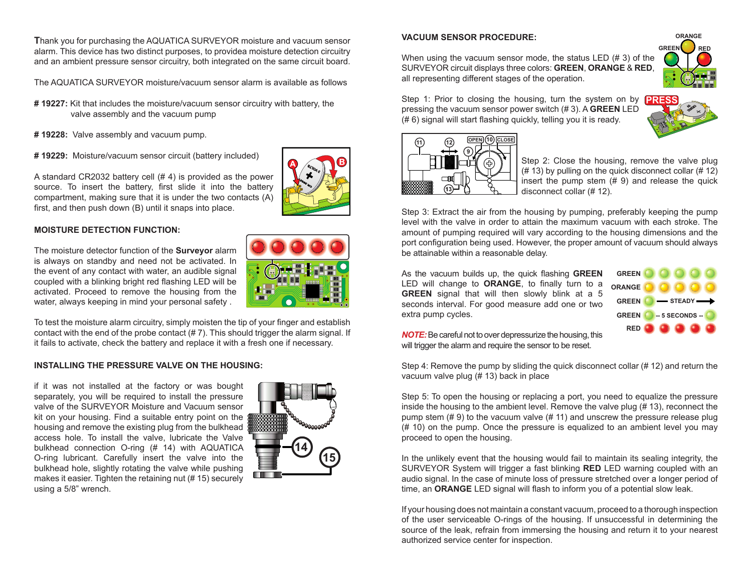Thank you for purchasing the AQUATICA SURVEYOR moisture and vacuum sensor alarm. This device has two distinct purposes, to providea moisture detection circuitry and an ambient pressure sensor circuitry, both integrated on the same circuit board.

The AQUATICA SURVEYOR moisture/vacuum sensor alarm is available as follows

**# 19227:** Kit that includes the moisture/vacuum sensor circuitry with battery, the valve assembly and the vacuum pump

**# 19228:** Valve assembly and vacuum pump.

**# 19229:** Moisture/vacuum sensor circuit (battery included)

A standard CR2032 battery cell (# 4) is provided as the power source. To insert the battery, first slide it into the battery compartment, making sure that it is under the two contacts (A) first, and then push down (B) until it snaps into place.

A

B

### MOISTURE DETECTION FUNCTION:

The moisture detector function of the **Surveyor** alarm is always on standby and need not be activated. In the event of any contact with water, an audible signal coupled with a blinking bright red flashing LED will be activated. Proceed to remove the housing from the water, always keeping in mind your personal safety .

To test the moisture alarm circuitry, simply moisten the tip of your finger and establish contact with the end of the probe contact (# 7). This should trigger the alarm signal. If it fails to activate, check the battery and replace it with a fresh one if necessary.

### INSTALLING THE PRESSURE VALVE ON THE HOUSING:

if it was not installed at the factory or was bought separately, you will be required to install the pressure valve of the SURVEYOR Moisture and Vacuum sensor kit on your housing. Find a suitable entry point on the housing and remove the existing plug from the bulkhead access hole. To install the valve, lubricate the Valve bulkhead connection O-ring (# 14) with AQUATICA O-ring lubricant. Carefully insert the valve into the bulkhead hole, slightly rotating the valve while pushing makes it easier. Tighten the retaining nut (# 15) securely using a 5/8” wrench.

14

15

### VACUUM SENSOR PROCEDURE:

ORANGE

GREEN

RED

When using the vacuum sensor mode, the status LED (# 3) of the SURVEYOR circuit displays three colors: **GREEN**, **ORANGE** & **RED**, all representing different stages of the operation.

Step 1: Prior to closing the housing, turn the system on by pressing the vacuum sensor power switch (# 3). A **GREEN** LED (# 6) signal will start flashing quickly, telling you it is ready.

PRESS

11

12

OPEN

10

CLOSE

9

13

Step 2: Close the housing, remove the valve plug (# 13) by pulling on the quick disconnect collar (# 12) insert the pump stem (# 9) and release the quick disconnect collar (# 12).

Step 3: Extract the air from the housing by pumping, preferably keeping the pump level with the valve in order to attain the maximum vacuum with each stroke. The amount of pumping required will vary according to the housing dimensions and the port configuration being used. However, the proper amount of vacuum should always be attainable within a reasonable delay.

As the vacuum builds up, the quick flashing **GREEN** LED will change to **ORANGE**, to finally turn to a **GREEN** signal that will then slowly blink at a 5 seconds interval. For good measure add one or two extra pump cycles.

GREEN

ORANGE

GREEN — STEADY

GREEN -- 5 SECONDS --

RED

***NOTE:*** Be careful not to over depressurize the housing, this will trigger the alarm and require the sensor to be reset.

Step 4: Remove the pump by sliding the quick disconnect collar (# 12) and return the vacuum valve plug (# 13) back in place

Step 5: To open the housing or replacing a port, you need to equalize the pressure inside the housing to the ambient level. Remove the valve plug (# 13), reconnect the pump stem (# 9) to the vacuum valve (# 11) and unscrew the pressure release plug (# 10) on the pump. Once the pressure is equalized to an ambient level you may proceed to open the housing.

In the unlikely event that the housing would fail to maintain its sealing integrity, the SURVEYOR System will trigger a fast blinking **RED** LED warning coupled with an audio signal. In the case of minute loss of pressure stretched over a longer period of time, an **ORANGE** LED signal will flash to inform you of a potential slow leak.

If your housing does not maintain a constant vacuum, proceed to a thorough inspection of the user serviceable O-rings of the housing. If unsuccessful in determining the source of the leak, refrain from immersing the housing and return it to your nearest authorized service center for inspection.